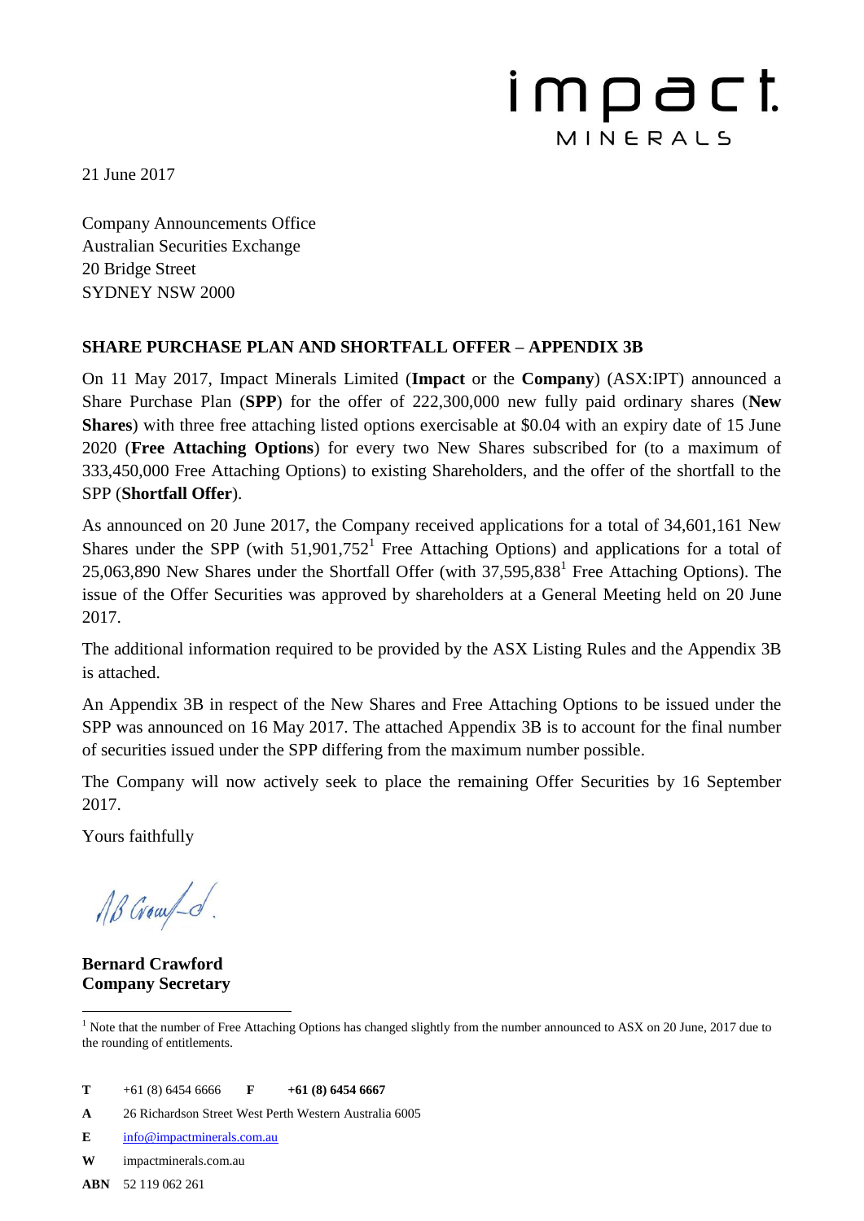impact MINERALS

21 June 2017

Company Announcements Office
Australian Securities Exchange
20 Bridge Street
SYDNEY NSW 2000

**SHARE PURCHASE PLAN AND SHORTFALL OFFER – APPENDIX 3B**

On 11 May 2017, Impact Minerals Limited (**Impact** or the **Company**) (ASX:IPT) announced a Share Purchase Plan (**SPP**) for the offer of 222,300,000 new fully paid ordinary shares (**New Shares**) with three free attaching listed options exercisable at $0.04 with an expiry date of 15 June 2020 (**Free Attaching Options**) for every two New Shares subscribed for (to a maximum of 333,450,000 Free Attaching Options) to existing Shareholders, and the offer of the shortfall to the SPP (**Shortfall Offer**).

As announced on 20 June 2017, the Company received applications for a total of 34,601,161 New Shares under the SPP (with 51,901,752[1] Free Attaching Options) and applications for a total of 25,063,890 New Shares under the Shortfall Offer (with 37,595,838[1] Free Attaching Options). The issue of the Offer Securities was approved by shareholders at a General Meeting held on 20 June 2017.

The additional information required to be provided by the ASX Listing Rules and the Appendix 3B is attached.

An Appendix 3B in respect of the New Shares and Free Attaching Options to be issued under the SPP was announced on 16 May 2017. The attached Appendix 3B is to account for the final number of securities issued under the SPP differing from the maximum number possible.

The Company will now actively seek to place the remaining Offer Securities by 16 September 2017.

Yours faithfully

**Bernard Crawford**
**Company Secretary**

[1] Note that the number of Free Attaching Options has changed slightly from the number announced to ASX on 20 June, 2017 due to the rounding of entitlements.

**T** +61 (8) 6454 6666 **F** **+61 (8) 6454 6667**

**A** 26 Richardson Street West Perth Western Australia 6005

**E** info@impactminerals.com.au

**W** impactminerals.com.au

**ABN** 52 119 062 261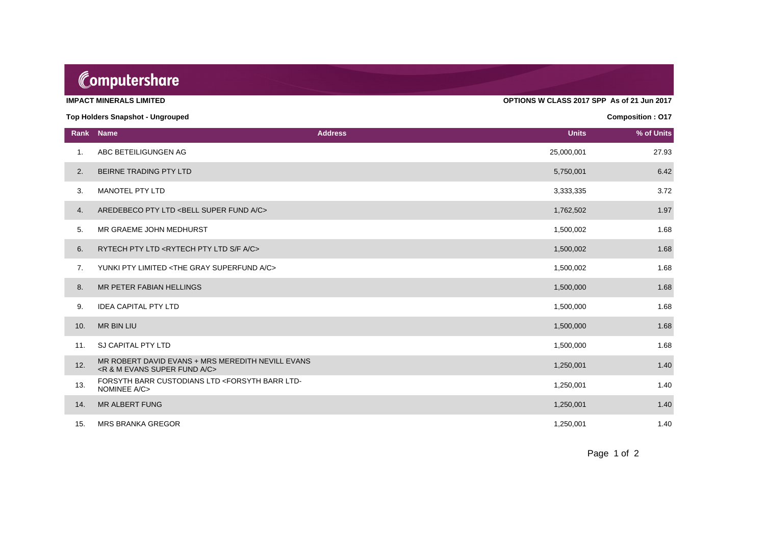Computershare

**IMPACT MINERALS LIMITED** | **OPTIONS W CLASS 2017 SPP As of 21 Jun 2017**

**Top Holders Snapshot - Ungrouped** | **Composition : O17**

| Rank | Name | Address | Units | % of Units |
|---|---|---|---|---|
| 1. | ABC BETEILIGUNGEN AG | | 25,000,001 | 27.93 |
| 2. | BEIRNE TRADING PTY LTD | | 5,750,001 | 6.42 |
| 3. | MANOTEL PTY LTD | | 3,333,335 | 3.72 |
| 4. | AREDEBECO PTY LTD <BELL SUPER FUND A/C> | | 1,762,502 | 1.97 |
| 5. | MR GRAEME JOHN MEDHURST | | 1,500,002 | 1.68 |
| 6. | RYTECH PTY LTD <RYTECH PTY LTD S/F A/C> | | 1,500,002 | 1.68 |
| 7. | YUNKI PTY LIMITED <THE GRAY SUPERFUND A/C> | | 1,500,002 | 1.68 |
| 8. | MR PETER FABIAN HELLINGS | | 1,500,000 | 1.68 |
| 9. | IDEA CAPITAL PTY LTD | | 1,500,000 | 1.68 |
| 10. | MR BIN LIU | | 1,500,000 | 1.68 |
| 11. | SJ CAPITAL PTY LTD | | 1,500,000 | 1.68 |
| 12. | MR ROBERT DAVID EVANS + MRS MEREDITH NEVILL EVANS <R & M EVANS SUPER FUND A/C> | | 1,250,001 | 1.40 |
| 13. | FORSYTH BARR CUSTODIANS LTD <FORSYTH BARR LTD-NOMINEE A/C> | | 1,250,001 | 1.40 |
| 14. | MR ALBERT FUNG | | 1,250,001 | 1.40 |
| 15. | MRS BRANKA GREGOR | | 1,250,001 | 1.40 |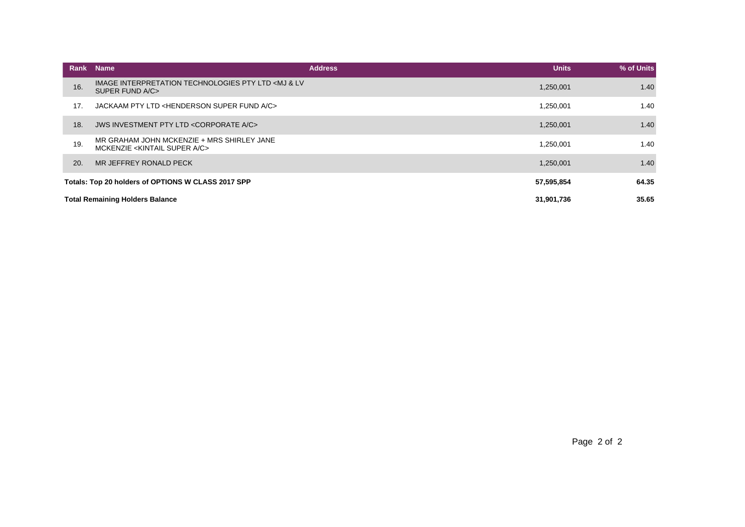| Rank | Name | Address | Units | % of Units |
|---|---|---|---|---|
| 16. | IMAGE INTERPRETATION TECHNOLOGIES PTY LTD <MJ & LV SUPER FUND A/C> | | 1,250,001 | 1.40 |
| 17. | JACKAAM PTY LTD <HENDERSON SUPER FUND A/C> | | 1,250,001 | 1.40 |
| 18. | JWS INVESTMENT PTY LTD <CORPORATE A/C> | | 1,250,001 | 1.40 |
| 19. | MR GRAHAM JOHN MCKENZIE + MRS SHIRLEY JANE MCKENZIE <KINTAIL SUPER A/C> | | 1,250,001 | 1.40 |
| 20. | MR JEFFREY RONALD PECK | | 1,250,001 | 1.40 |
| **Totals: Top 20 holders of OPTIONS W CLASS 2017 SPP** | | | **57,595,854** | **64.35** |
| **Total Remaining Holders Balance** | | | **31,901,736** | **35.65** |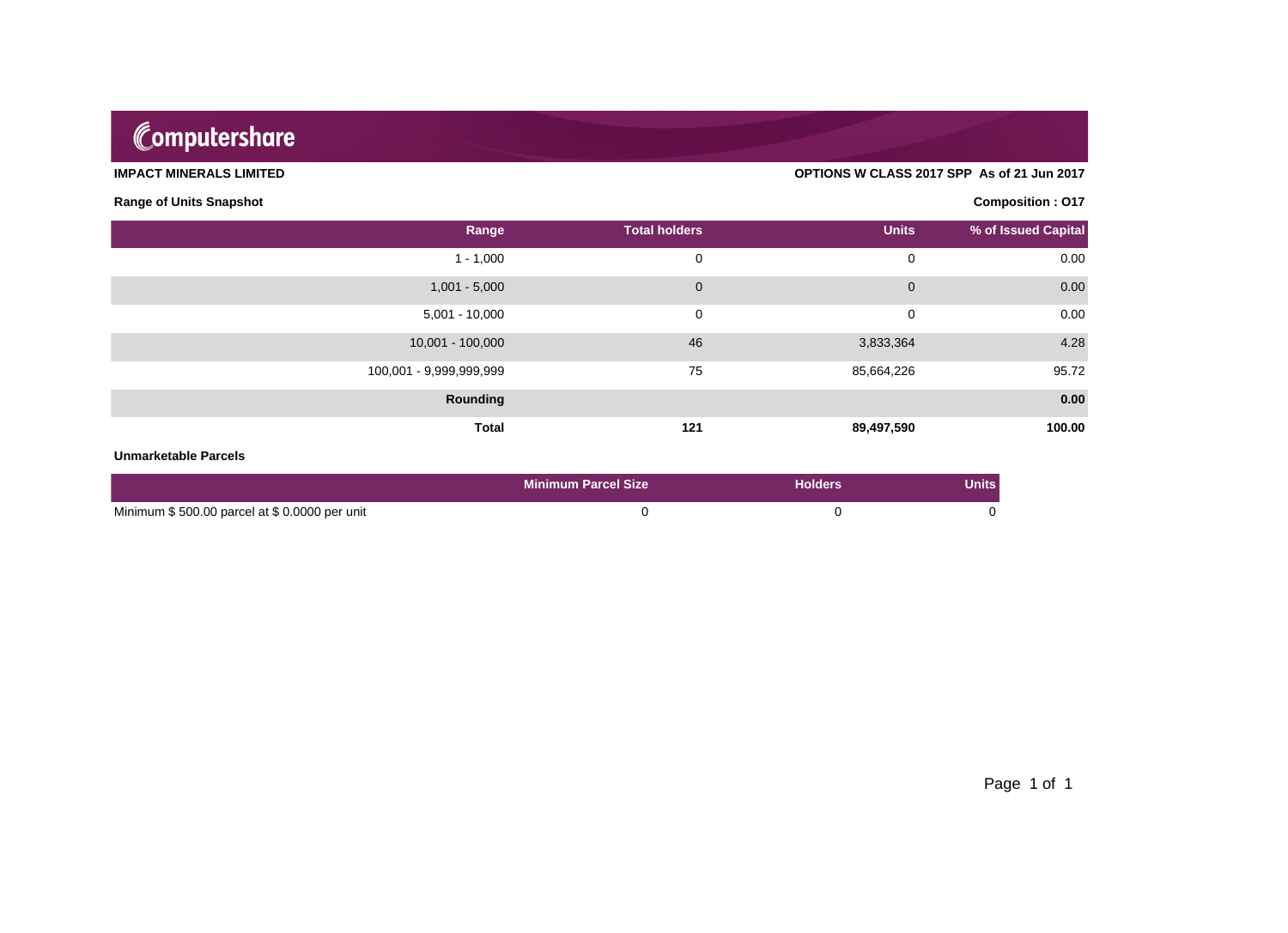Computershare

**IMPACT MINERALS LIMITED**

**OPTIONS W CLASS 2017 SPP As of 21 Jun 2017**

**Range of Units Snapshot**

**Composition : O17**

| Range | Total holders | Units | % of Issued Capital |
|---|---|---|---|
| 1 - 1,000 | 0 | 0 | 0.00 |
| 1,001 - 5,000 | 0 | 0 | 0.00 |
| 5,001 - 10,000 | 0 | 0 | 0.00 |
| 10,001 - 100,000 | 46 | 3,833,364 | 4.28 |
| 100,001 - 9,999,999,999 | 75 | 85,664,226 | 95.72 |
| **Rounding** | | | **0.00** |
| **Total** | **121** | **89,497,590** | **100.00** |

**Unmarketable Parcels**

| | Minimum Parcel Size | Holders | Units |
|---|---|---|---|
| Minimum $ 500.00 parcel at $ 0.0000 per unit | 0 | 0 | 0 |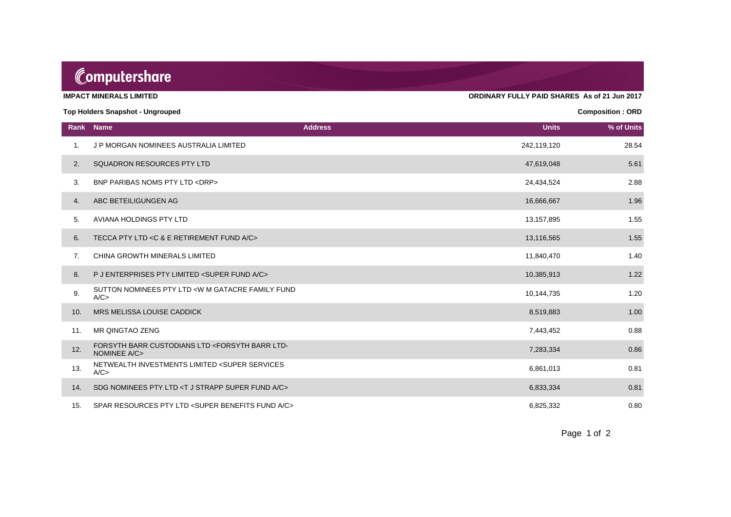# Computershare

**IMPACT MINERALS LIMITED**

**ORDINARY FULLY PAID SHARES As of 21 Jun 2017**

**Top Holders Snapshot - Ungrouped**

**Composition : ORD**

| Rank | Name | Address | Units | % of Units |
|---|---|---|---|---|
| 1. | J P MORGAN NOMINEES AUSTRALIA LIMITED | | 242,119,120 | 28.54 |
| 2. | SQUADRON RESOURCES PTY LTD | | 47,619,048 | 5.61 |
| 3. | BNP PARIBAS NOMS PTY LTD <DRP> | | 24,434,524 | 2.88 |
| 4. | ABC BETEILIGUNGEN AG | | 16,666,667 | 1.96 |
| 5. | AVIANA HOLDINGS PTY LTD | | 13,157,895 | 1.55 |
| 6. | TECCA PTY LTD <C & E RETIREMENT FUND A/C> | | 13,116,565 | 1.55 |
| 7. | CHINA GROWTH MINERALS LIMITED | | 11,840,470 | 1.40 |
| 8. | P J ENTERPRISES PTY LIMITED <SUPER FUND A/C> | | 10,385,913 | 1.22 |
| 9. | SUTTON NOMINEES PTY LTD <W M GATACRE FAMILY FUND A/C> | | 10,144,735 | 1.20 |
| 10. | MRS MELISSA LOUISE CADDICK | | 8,519,883 | 1.00 |
| 11. | MR QINGTAO ZENG | | 7,443,452 | 0.88 |
| 12. | FORSYTH BARR CUSTODIANS LTD <FORSYTH BARR LTD-NOMINEE A/C> | | 7,283,334 | 0.86 |
| 13. | NETWEALTH INVESTMENTS LIMITED <SUPER SERVICES A/C> | | 6,861,013 | 0.81 |
| 14. | SDG NOMINEES PTY LTD <T J STRAPP SUPER FUND A/C> | | 6,833,334 | 0.81 |
| 15. | SPAR RESOURCES PTY LTD <SUPER BENEFITS FUND A/C> | | 6,825,332 | 0.80 |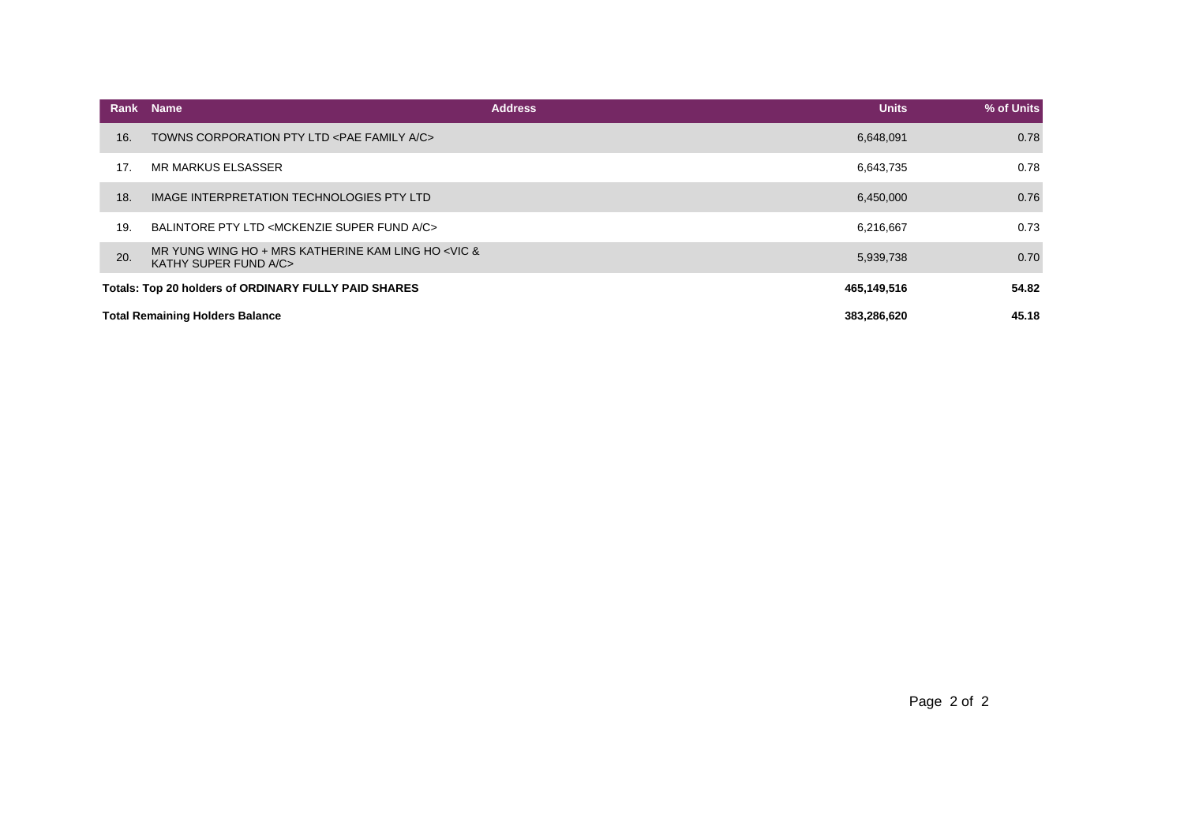| Rank | Name | Address | Units | % of Units |
|---|---|---|---|---|
| 16. | TOWNS CORPORATION PTY LTD <PAE FAMILY A/C> | | 6,648,091 | 0.78 |
| 17. | MR MARKUS ELSASSER | | 6,643,735 | 0.78 |
| 18. | IMAGE INTERPRETATION TECHNOLOGIES PTY LTD | | 6,450,000 | 0.76 |
| 19. | BALINTORE PTY LTD <MCKENZIE SUPER FUND A/C> | | 6,216,667 | 0.73 |
| 20. | MR YUNG WING HO + MRS KATHERINE KAM LING HO <VIC & KATHY SUPER FUND A/C> | | 5,939,738 | 0.70 |
| **Totals: Top 20 holders of ORDINARY FULLY PAID SHARES** | | | **465,149,516** | **54.82** |
| **Total Remaining Holders Balance** | | | **383,286,620** | **45.18** |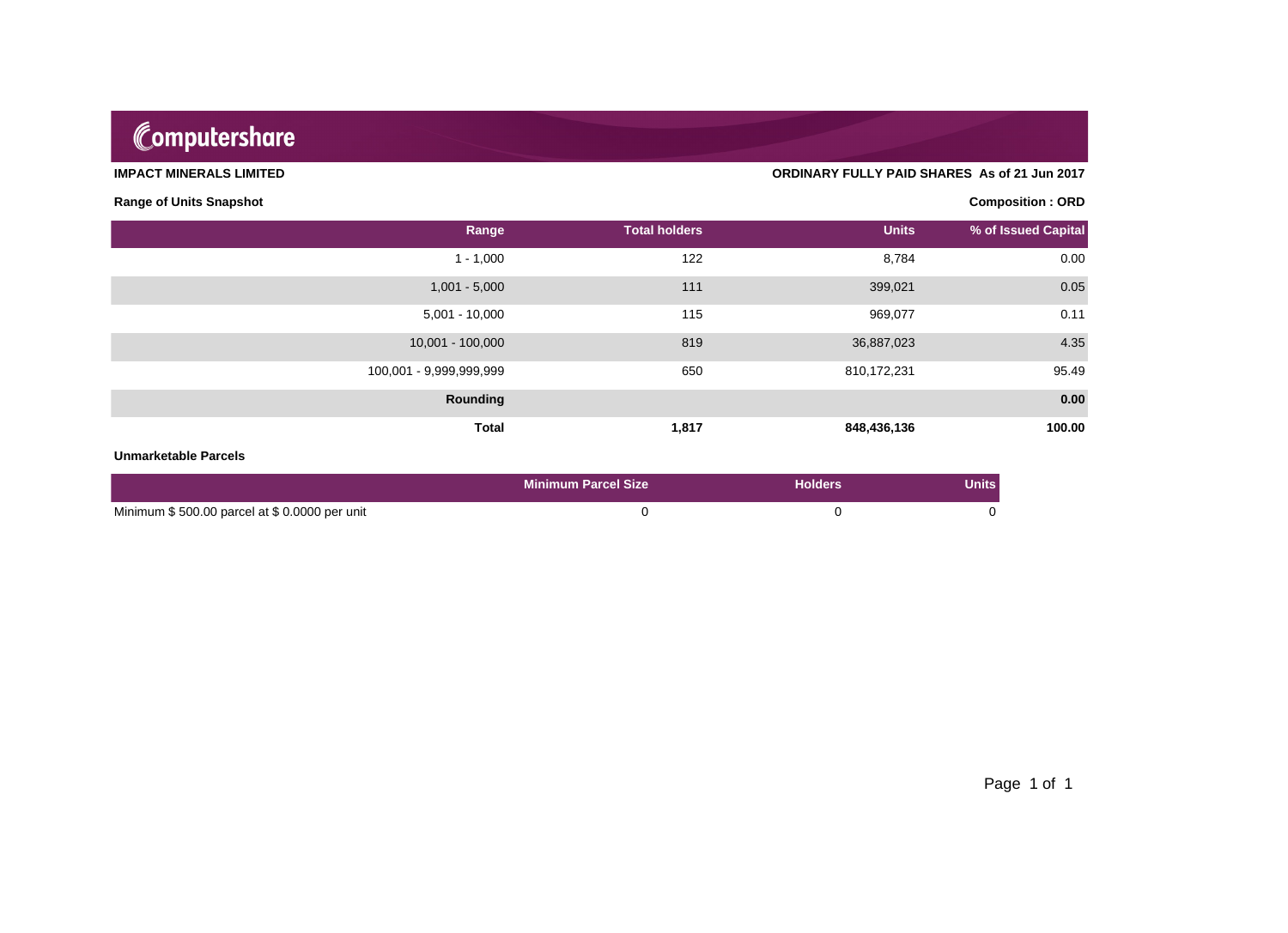Computershare

**IMPACT MINERALS LIMITED** — **ORDINARY FULLY PAID SHARES As of 21 Jun 2017**

**Range of Units Snapshot** — **Composition : ORD**

| Range | Total holders | Units | % of Issued Capital |
|---|---|---|---|
| 1 - 1,000 | 122 | 8,784 | 0.00 |
| 1,001 - 5,000 | 111 | 399,021 | 0.05 |
| 5,001 - 10,000 | 115 | 969,077 | 0.11 |
| 10,001 - 100,000 | 819 | 36,887,023 | 4.35 |
| 100,001 - 9,999,999,999 | 650 | 810,172,231 | 95.49 |
| **Rounding** | | | **0.00** |
| **Total** | **1,817** | **848,436,136** | **100.00** |

**Unmarketable Parcels**

| | Minimum Parcel Size | Holders | Units |
|---|---|---|---|
| Minimum $ 500.00 parcel at $ 0.0000 per unit | 0 | 0 | 0 |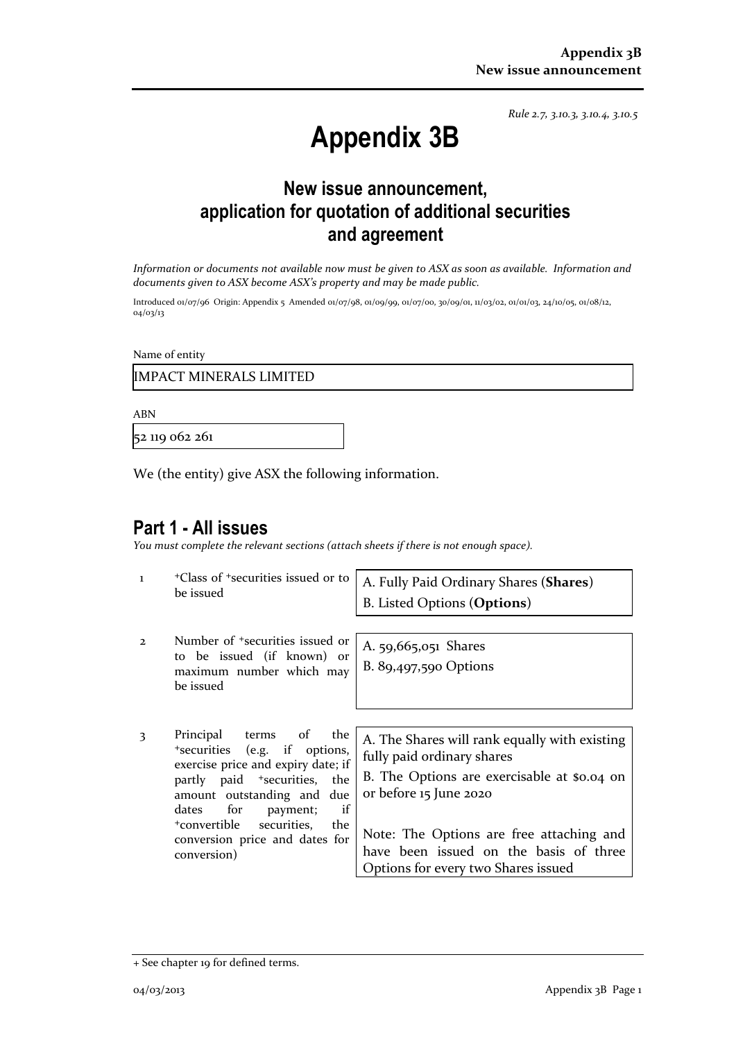*Rule 2.7, 3.10.3, 3.10.4, 3.10.5*

# Appendix 3B

## New issue announcement, application for quotation of additional securities and agreement

*Information or documents not available now must be given to ASX as soon as available. Information and documents given to ASX become ASX's property and may be made public.*

Introduced 01/07/96 Origin: Appendix 5 Amended 01/07/98, 01/09/99, 01/07/00, 30/09/01, 11/03/02, 01/01/03, 24/10/05, 01/08/12, 04/03/13

Name of entity

IMPACT MINERALS LIMITED

ABN

52 119 062 261

We (the entity) give ASX the following information.

## Part 1 - All issues

*You must complete the relevant sections (attach sheets if there is not enough space).*

| | | |
|---|---|---|
| 1 | +Class of +securities issued or to be issued | A. Fully Paid Ordinary Shares (**Shares**)<br>B. Listed Options (**Options**) |
| 2 | Number of +securities issued or to be issued (if known) or maximum number which may be issued | A. 59,665,051 Shares<br>B. 89,497,590 Options |
| 3 | Principal terms of the +securities (e.g. if options, exercise price and expiry date; if partly paid +securities, the amount outstanding and due dates for payment; if +convertible securities, the conversion price and dates for conversion) | A. The Shares will rank equally with existing fully paid ordinary shares<br>B. The Options are exercisable at $0.04 on or before 15 June 2020<br><br>Note: The Options are free attaching and have been issued on the basis of three Options for every two Shares issued |

+ See chapter 19 for defined terms.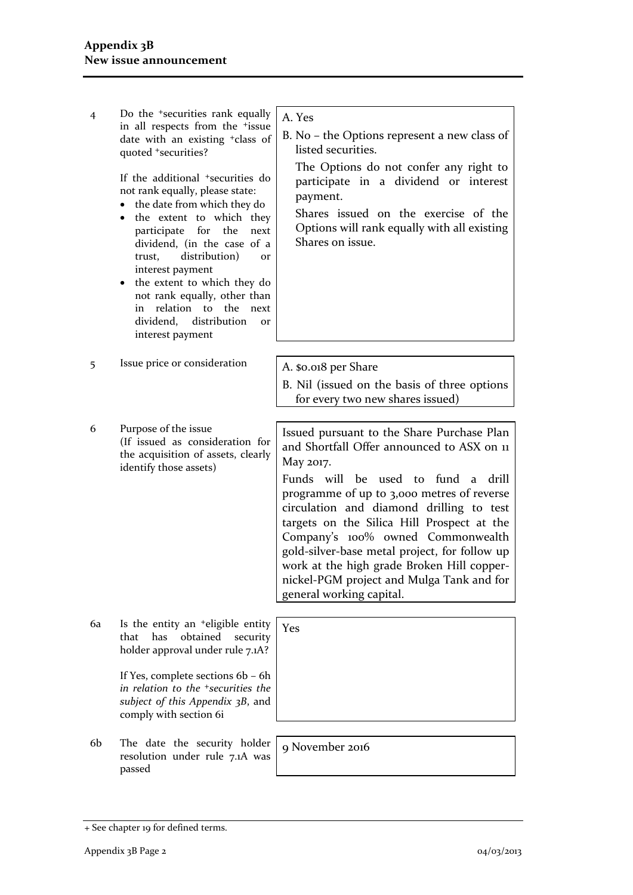| | | |
|---|---|---|
| 4 | Do the +securities rank equally in all respects from the +issue date with an existing +class of quoted +securities?<br><br>If the additional +securities do not rank equally, please state:<br>• the date from which they do<br>• the extent to which they participate for the next dividend, (in the case of a trust, distribution) or interest payment<br>• the extent to which they do not rank equally, other than in relation to the next dividend, distribution or interest payment | A. Yes<br>B. No – the Options represent a new class of listed securities.<br>The Options do not confer any right to participate in a dividend or interest payment.<br>Shares issued on the exercise of the Options will rank equally with all existing Shares on issue. |
| 5 | Issue price or consideration | A. $0.018 per Share<br>B. Nil (issued on the basis of three options for every two new shares issued) |
| 6 | Purpose of the issue<br>(If issued as consideration for the acquisition of assets, clearly identify those assets) | Issued pursuant to the Share Purchase Plan and Shortfall Offer announced to ASX on 11 May 2017.<br>Funds will be used to fund a drill programme of up to 3,000 metres of reverse circulation and diamond drilling to test targets on the Silica Hill Prospect at the Company's 100% owned Commonwealth gold-silver-base metal project, for follow up work at the high grade Broken Hill copper-nickel-PGM project and Mulga Tank and for general working capital. |
| 6a | Is the entity an +eligible entity that has obtained security holder approval under rule 7.1A?<br><br>If Yes, complete sections 6b – 6h *in relation to the +securities the subject of this Appendix 3B*, and comply with section 6i | Yes |
| 6b | The date the security holder resolution under rule 7.1A was passed | 9 November 2016 |

+ See chapter 19 for defined terms.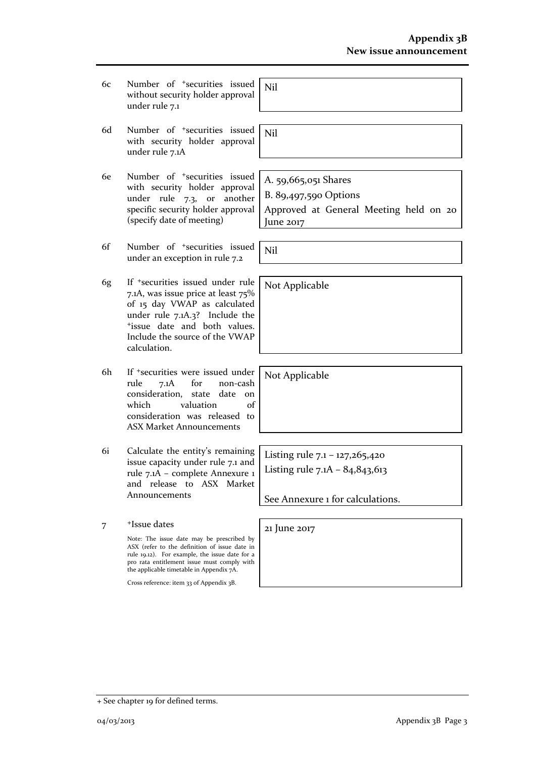| | | |
|---|---|---|
| 6c | Number of +securities issued without security holder approval under rule 7.1 | Nil |
| 6d | Number of +securities issued with security holder approval under rule 7.1A | Nil |
| 6e | Number of +securities issued with security holder approval under rule 7.3, or another specific security holder approval (specify date of meeting) | A. 59,665,051 Shares<br>B. 89,497,590 Options<br>Approved at General Meeting held on 20 June 2017 |
| 6f | Number of +securities issued under an exception in rule 7.2 | Nil |
| 6g | If +securities issued under rule 7.1A, was issue price at least 75% of 15 day VWAP as calculated under rule 7.1A.3? Include the +issue date and both values. Include the source of the VWAP calculation. | Not Applicable |
| 6h | If +securities were issued under rule 7.1A for non-cash consideration, state date on which valuation of consideration was released to ASX Market Announcements | Not Applicable |
| 6i | Calculate the entity's remaining issue capacity under rule 7.1 and rule 7.1A – complete Annexure 1 and release to ASX Market Announcements | Listing rule 7.1 – 127,265,420<br>Listing rule 7.1A – 84,843,613<br><br>See Annexure 1 for calculations. |
| 7 | +Issue dates<br><br>Note: The issue date may be prescribed by ASX (refer to the definition of issue date in rule 19.12). For example, the issue date for a pro rata entitlement issue must comply with the applicable timetable in Appendix 7A.<br><br>Cross reference: item 33 of Appendix 3B. | 21 June 2017 |

+ See chapter 19 for defined terms.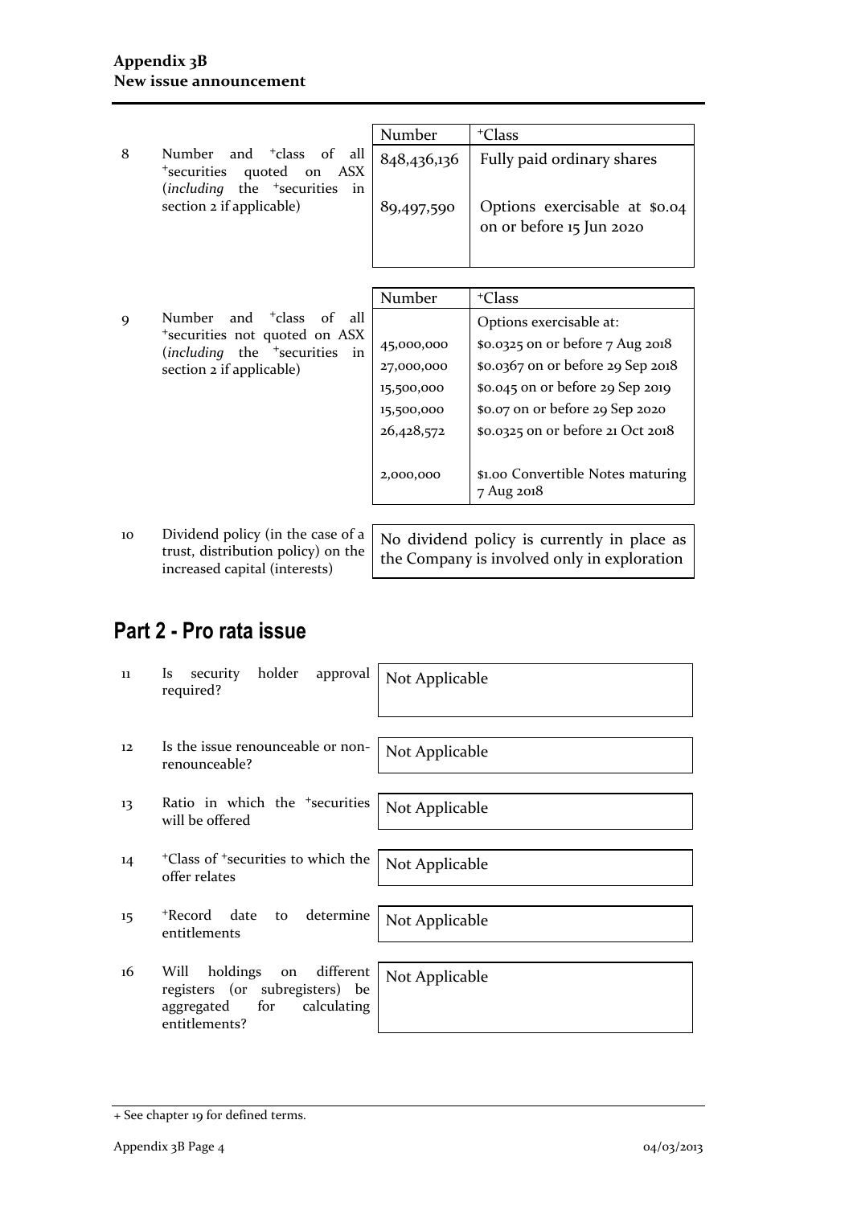| | | Number | +Class |
|---|---|---|---|
| 8 | Number and +class of all +securities quoted on ASX (*including* the +securities in section 2 if applicable) | 848,436,136 | Fully paid ordinary shares |
| | | 89,497,590 | Options exercisable at $0.04 on or before 15 Jun 2020 |

| | | Number | +Class |
|---|---|---|---|
| 9 | Number and +class of all +securities not quoted on ASX (*including* the +securities in section 2 if applicable) | | Options exercisable at: |
| | | 45,000,000 | $0.0325 on or before 7 Aug 2018 |
| | | 27,000,000 | $0.0367 on or before 29 Sep 2018 |
| | | 15,500,000 | $0.045 on or before 29 Sep 2019 |
| | | 15,500,000 | $0.07 on or before 29 Sep 2020 |
| | | 26,428,572 | $0.0325 on or before 21 Oct 2018 |
| | | 2,000,000 | $1.00 Convertible Notes maturing 7 Aug 2018 |

| | | |
|---|---|---|
| 10 | Dividend policy (in the case of a trust, distribution policy) on the increased capital (interests) | No dividend policy is currently in place as the Company is involved only in exploration |

## Part 2 - Pro rata issue

| | | |
|---|---|---|
| 11 | Is security holder approval required? | Not Applicable |
| 12 | Is the issue renounceable or non-renounceable? | Not Applicable |
| 13 | Ratio in which the +securities will be offered | Not Applicable |
| 14 | +Class of +securities to which the offer relates | Not Applicable |
| 15 | +Record date to determine entitlements | Not Applicable |
| 16 | Will holdings on different registers (or subregisters) be aggregated for calculating entitlements? | Not Applicable |

+ See chapter 19 for defined terms.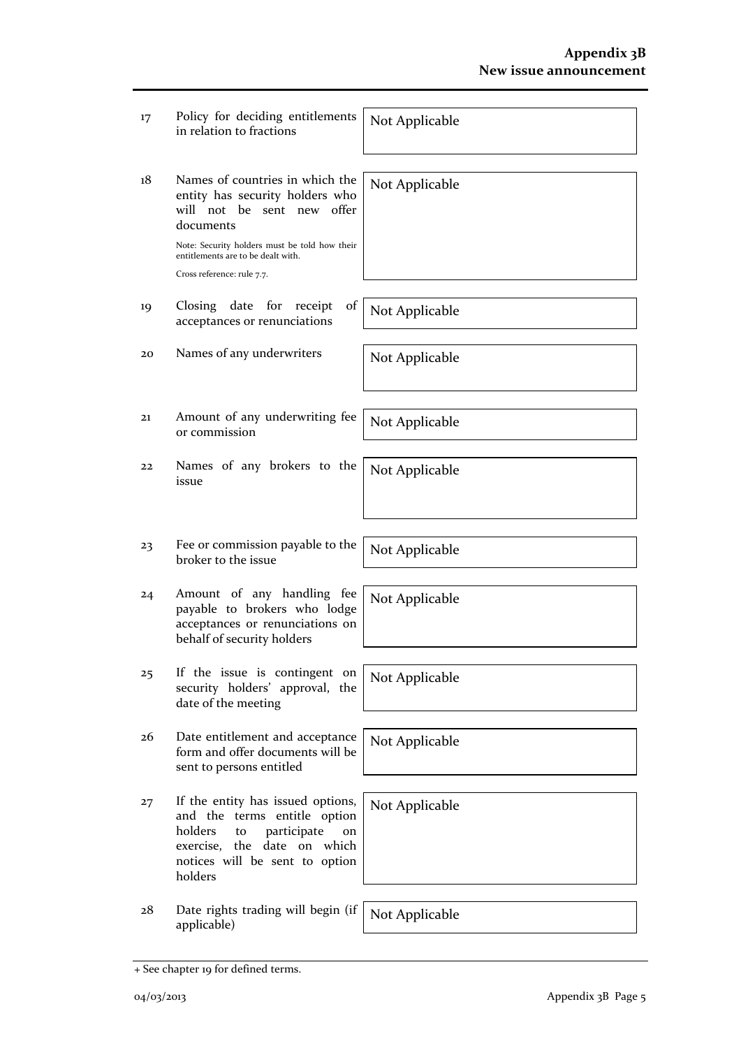| | | |
|---|---|---|
| 17 | Policy for deciding entitlements in relation to fractions | Not Applicable |
| 18 | Names of countries in which the entity has security holders who will not be sent new offer documents<br><br>Note: Security holders must be told how their entitlements are to be dealt with.<br><br>Cross reference: rule 7.7. | Not Applicable |
| 19 | Closing date for receipt of acceptances or renunciations | Not Applicable |
| 20 | Names of any underwriters | Not Applicable |
| 21 | Amount of any underwriting fee or commission | Not Applicable |
| 22 | Names of any brokers to the issue | Not Applicable |
| 23 | Fee or commission payable to the broker to the issue | Not Applicable |
| 24 | Amount of any handling fee payable to brokers who lodge acceptances or renunciations on behalf of security holders | Not Applicable |
| 25 | If the issue is contingent on security holders' approval, the date of the meeting | Not Applicable |
| 26 | Date entitlement and acceptance form and offer documents will be sent to persons entitled | Not Applicable |
| 27 | If the entity has issued options, and the terms entitle option holders to participate on exercise, the date on which notices will be sent to option holders | Not Applicable |
| 28 | Date rights trading will begin (if applicable) | Not Applicable |

+ See chapter 19 for defined terms.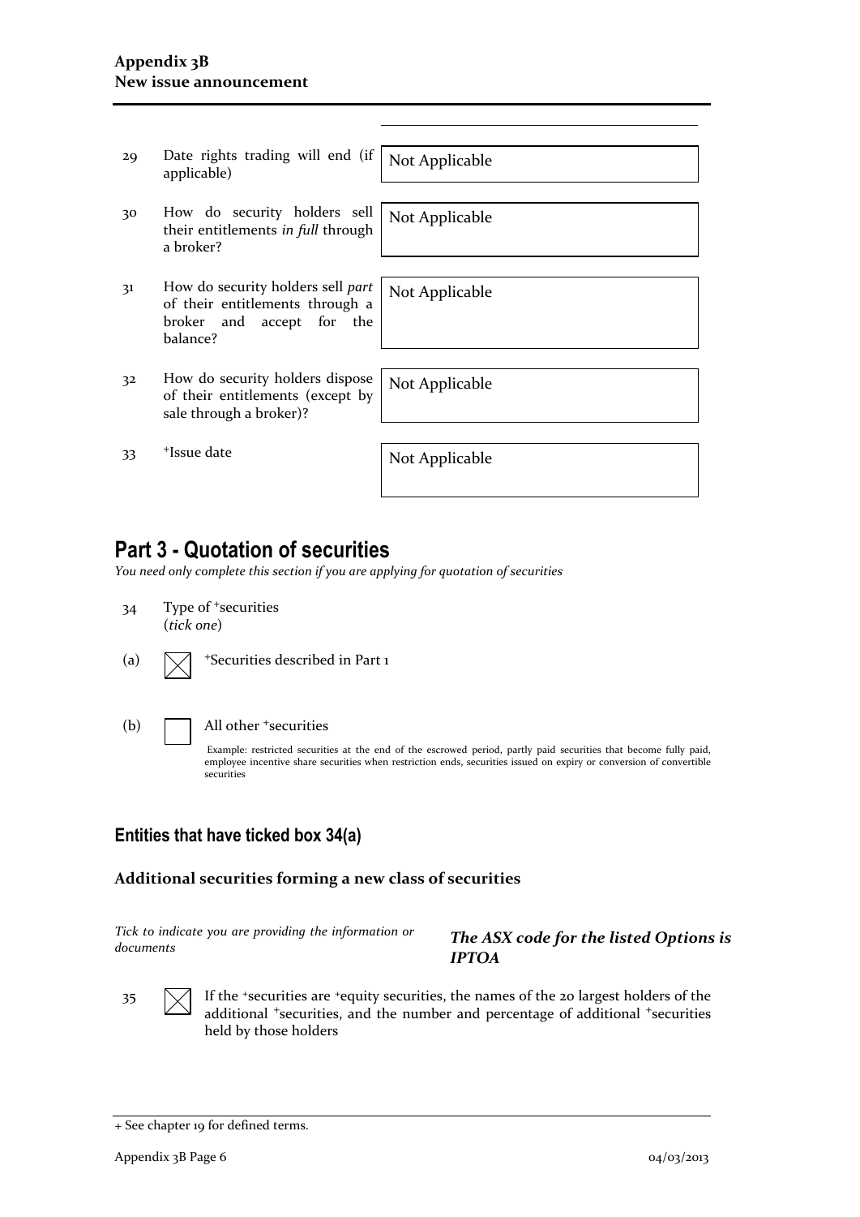| | | |
|---|---|---|
| 29 | Date rights trading will end (if applicable) | Not Applicable |
| 30 | How do security holders sell their entitlements *in full* through a broker? | Not Applicable |
| 31 | How do security holders sell *part* of their entitlements through a broker and accept for the balance? | Not Applicable |
| 32 | How do security holders dispose of their entitlements (except by sale through a broker)? | Not Applicable |
| 33 | +Issue date | Not Applicable |

## Part 3 - Quotation of securities

*You need only complete this section if you are applying for quotation of securities*

34 Type of +securities
(*tick one*)

(a) ☒ +Securities described in Part 1

(b) ☐ All other +securities

Example: restricted securities at the end of the escrowed period, partly paid securities that become fully paid, employee incentive share securities when restriction ends, securities issued on expiry or conversion of convertible securities

### Entities that have ticked box 34(a)

#### Additional securities forming a new class of securities

*Tick to indicate you are providing the information or documents*

***The ASX code for the listed Options is IPTOA***

35 ☒ If the +securities are +equity securities, the names of the 20 largest holders of the additional +securities, and the number and percentage of additional +securities held by those holders

+ See chapter 19 for defined terms.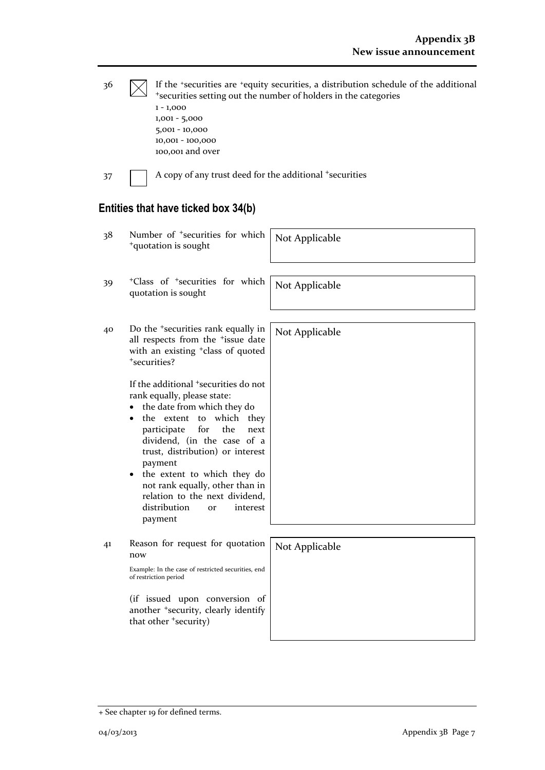36 ☒ If the +securities are +equity securities, a distribution schedule of the additional +securities setting out the number of holders in the categories
1 - 1,000
1,001 - 5,000
5,001 - 10,000
10,001 - 100,000
100,001 and over

37 ☐ A copy of any trust deed for the additional +securities

## Entities that have ticked box 34(b)

| | | |
|---|---|---|
| 38 | Number of +securities for which +quotation is sought | Not Applicable |
| 39 | +Class of +securities for which quotation is sought | Not Applicable |
| 40 | Do the +securities rank equally in all respects from the +issue date with an existing +class of quoted +securities?<br><br>If the additional +securities do not rank equally, please state:<br>• the date from which they do<br>• the extent to which they participate for the next dividend, (in the case of a trust, distribution) or interest payment<br>• the extent to which they do not rank equally, other than in relation to the next dividend, distribution or interest payment | Not Applicable |
| 41 | Reason for request for quotation now<br><br>Example: In the case of restricted securities, end of restriction period<br><br>(if issued upon conversion of another +security, clearly identify that other +security) | Not Applicable |

+ See chapter 19 for defined terms.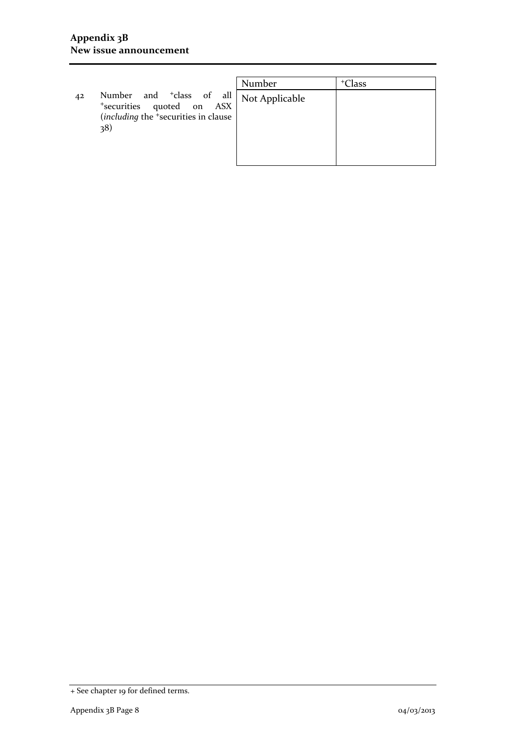| | | Number | +Class |
|---|---|---|---|
| 42 | Number and +class of all +securities quoted on ASX (*including* the +securities in clause 38) | Not Applicable | |

+ See chapter 19 for defined terms.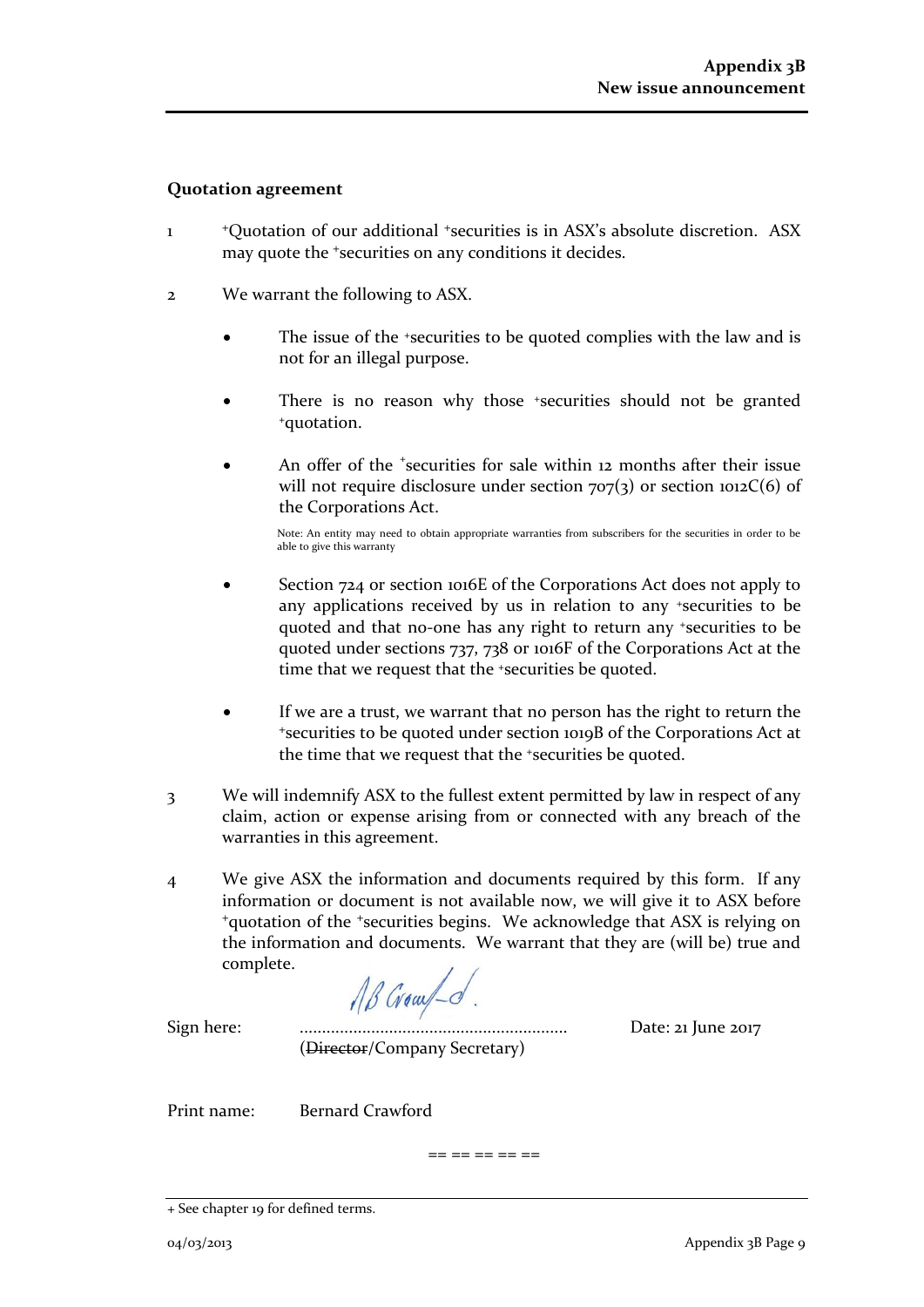## Quotation agreement

1. +Quotation of our additional +securities is in ASX's absolute discretion. ASX may quote the +securities on any conditions it decides.

2. We warrant the following to ASX.

   - The issue of the +securities to be quoted complies with the law and is not for an illegal purpose.

   - There is no reason why those +securities should not be granted +quotation.

   - An offer of the +securities for sale within 12 months after their issue will not require disclosure under section 707(3) or section 1012C(6) of the Corporations Act.

     Note: An entity may need to obtain appropriate warranties from subscribers for the securities in order to be able to give this warranty

   - Section 724 or section 1016E of the Corporations Act does not apply to any applications received by us in relation to any +securities to be quoted and that no-one has any right to return any +securities to be quoted under sections 737, 738 or 1016F of the Corporations Act at the time that we request that the +securities be quoted.

   - If we are a trust, we warrant that no person has the right to return the +securities to be quoted under section 1019B of the Corporations Act at the time that we request that the +securities be quoted.

3. We will indemnify ASX to the fullest extent permitted by law in respect of any claim, action or expense arising from or connected with any breach of the warranties in this agreement.

4. We give ASX the information and documents required by this form. If any information or document is not available now, we will give it to ASX before +quotation of the +securities begins. We acknowledge that ASX is relying on the information and documents. We warrant that they are (will be) true and complete.

Sign here: ............................................................ Date: 21 June 2017
(~~Director~~/Company Secretary)

Print name: Bernard Crawford

== == == == ==

+ See chapter 19 for defined terms.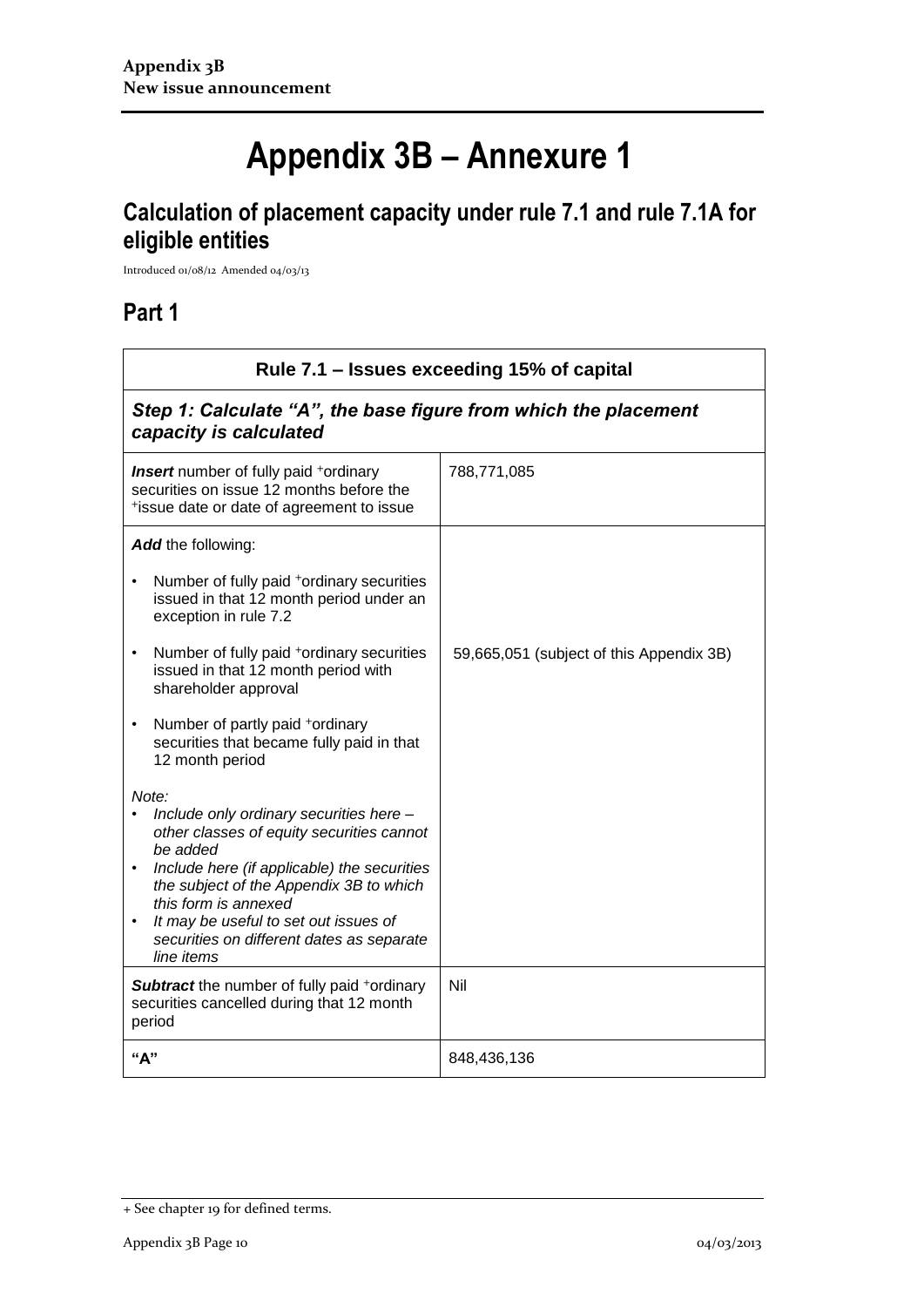# Appendix 3B – Annexure 1

## Calculation of placement capacity under rule 7.1 and rule 7.1A for eligible entities

Introduced 01/08/12 Amended 04/03/13

## Part 1

| Rule 7.1 – Issues exceeding 15% of capital | |
|---|---|
| ***Step 1: Calculate "A", the base figure from which the placement capacity is calculated*** | |
| ***Insert*** number of fully paid +ordinary securities on issue 12 months before the +issue date or date of agreement to issue | 788,771,085 |
| ***Add*** the following:<br>• Number of fully paid +ordinary securities issued in that 12 month period under an exception in rule 7.2<br>• Number of fully paid +ordinary securities issued in that 12 month period with shareholder approval<br>• Number of partly paid +ordinary securities that became fully paid in that 12 month period<br>*Note:*<br>• *Include only ordinary securities here – other classes of equity securities cannot be added*<br>• *Include here (if applicable) the securities the subject of the Appendix 3B to which this form is annexed*<br>• *It may be useful to set out issues of securities on different dates as separate line items* | 59,665,051 (subject of this Appendix 3B) |
| ***Subtract*** the number of fully paid +ordinary securities cancelled during that 12 month period | Nil |
| **"A"** | 848,436,136 |

+ See chapter 19 for defined terms.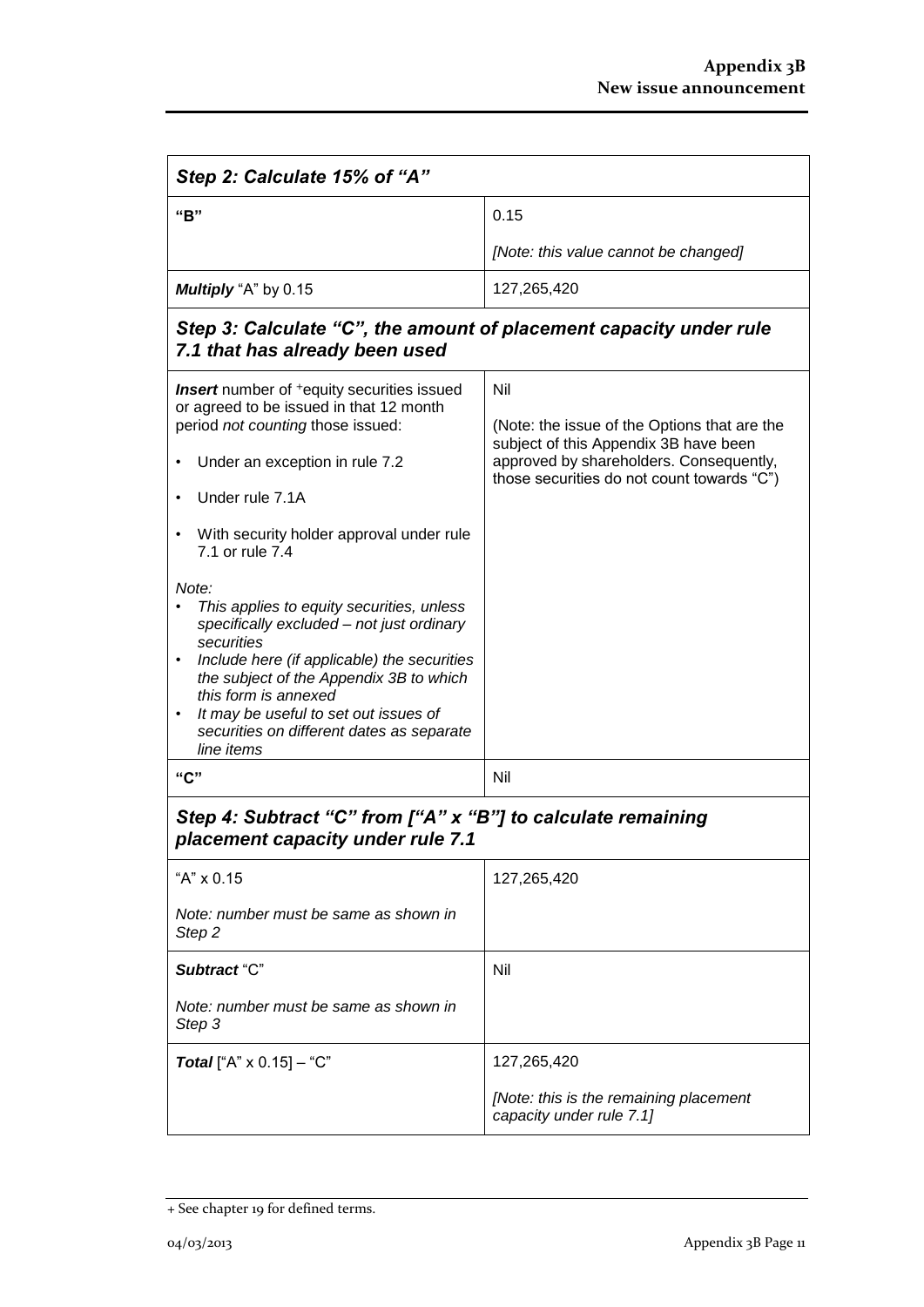| *Step 2: Calculate 15% of "A"* | |
|---|---|
| **"B"** | 0.15<br><br>*[Note: this value cannot be changed]* |
| ***Multiply*** "A" by 0.15 | 127,265,420 |
| ***Step 3: Calculate "C", the amount of placement capacity under rule 7.1 that has already been used*** | |
| ***Insert*** number of +equity securities issued or agreed to be issued in that 12 month period *not counting* those issued:<br><br>• Under an exception in rule 7.2<br><br>• Under rule 7.1A<br><br>• With security holder approval under rule 7.1 or rule 7.4<br><br>*Note:*<br>• *This applies to equity securities, unless specifically excluded – not just ordinary securities*<br>• *Include here (if applicable) the securities the subject of the Appendix 3B to which this form is annexed*<br>• *It may be useful to set out issues of securities on different dates as separate line items* | Nil<br><br>(Note: the issue of the Options that are the subject of this Appendix 3B have been approved by shareholders. Consequently, those securities do not count towards "C") |
| **"C"** | Nil |
| ***Step 4: Subtract "C" from ["A" x "B"] to calculate remaining placement capacity under rule 7.1*** | |
| "A" x 0.15<br><br>*Note: number must be same as shown in Step 2* | 127,265,420 |
| ***Subtract*** "C"<br><br>*Note: number must be same as shown in Step 3* | Nil |
| ***Total*** ["A" x 0.15] – "C" | 127,265,420<br><br>*[Note: this is the remaining placement capacity under rule 7.1]* |

+ See chapter 19 for defined terms.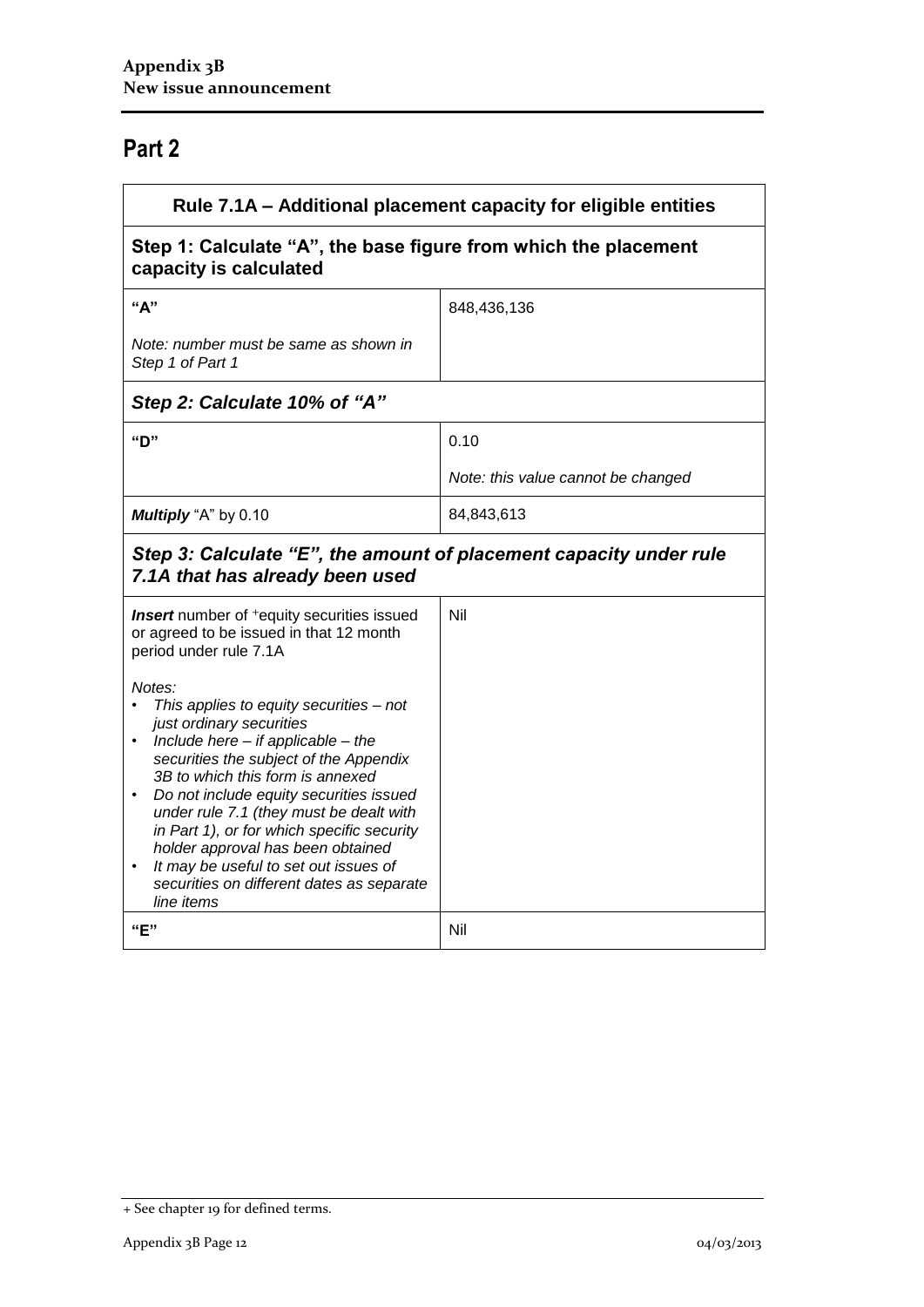# Part 2

| Rule 7.1A – Additional placement capacity for eligible entities | |
|---|---|
| **Step 1: Calculate "A", the base figure from which the placement capacity is calculated** | |
| **"A"**<br><br>*Note: number must be same as shown in Step 1 of Part 1* | 848,436,136 |
| ***Step 2: Calculate 10% of "A"*** | |
| **"D"** | 0.10<br><br>*Note: this value cannot be changed* |
| ***Multiply*** "A" by 0.10 | 84,843,613 |
| ***Step 3: Calculate "E", the amount of placement capacity under rule 7.1A that has already been used*** | |
| ***Insert*** number of +equity securities issued or agreed to be issued in that 12 month period under rule 7.1A<br><br>*Notes:*<br>• *This applies to equity securities – not just ordinary securities*<br>• *Include here – if applicable – the securities the subject of the Appendix 3B to which this form is annexed*<br>• *Do not include equity securities issued under rule 7.1 (they must be dealt with in Part 1), or for which specific security holder approval has been obtained*<br>• *It may be useful to set out issues of securities on different dates as separate line items* | Nil |
| **"E"** | Nil |

+ See chapter 19 for defined terms.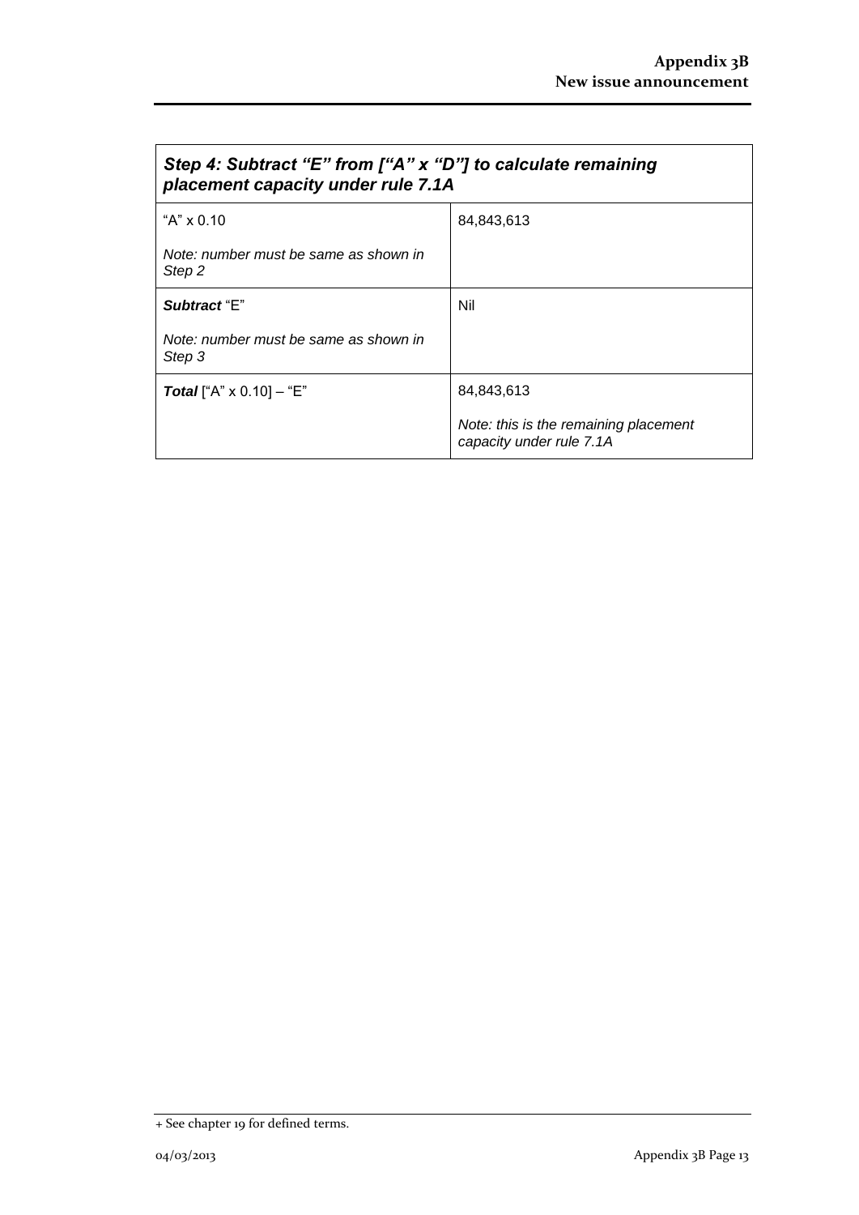| *Step 4: Subtract "E" from ["A" x "D"] to calculate remaining placement capacity under rule 7.1A* | |
| --- | --- |
| "A" x 0.10<br><br>*Note: number must be same as shown in Step 2* | 84,843,613 |
| ***Subtract*** "E"<br><br>*Note: number must be same as shown in Step 3* | Nil |
| ***Total*** ["A" x 0.10] – "E" | 84,843,613<br><br>*Note: this is the remaining placement capacity under rule 7.1A* |

+ See chapter 19 for defined terms.